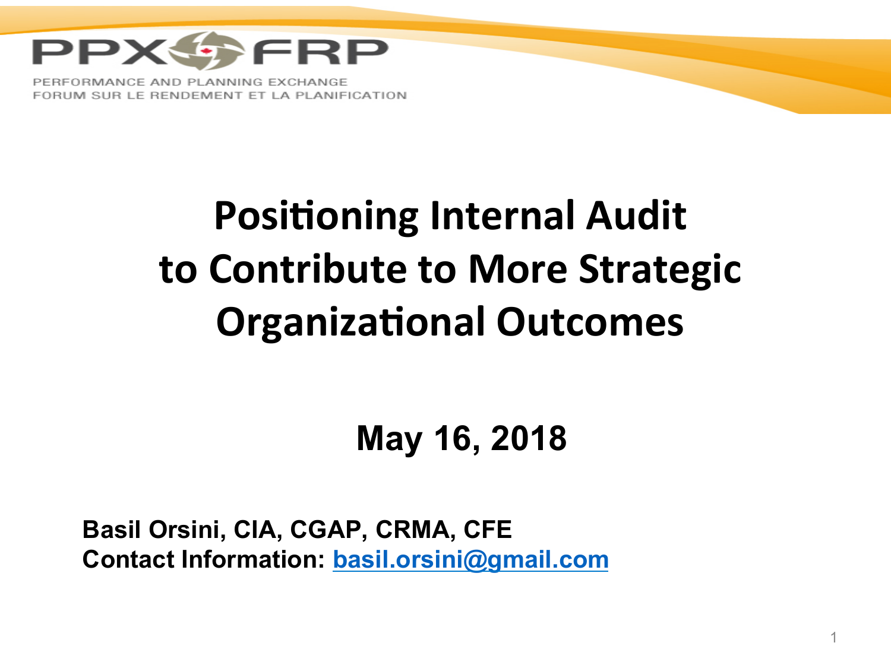PPX FRP

PERFORMANCE AND PLANNING EXCHANGE
FORUM SUR LE RENDEMENT ET LA PLANIFICATION

# Positioning Internal Audit to Contribute to More Strategic Organizational Outcomes

**May 16, 2018**

**Basil Orsini, CIA, CGAP, CRMA, CFE**
**Contact Information: basil.orsini@gmail.com**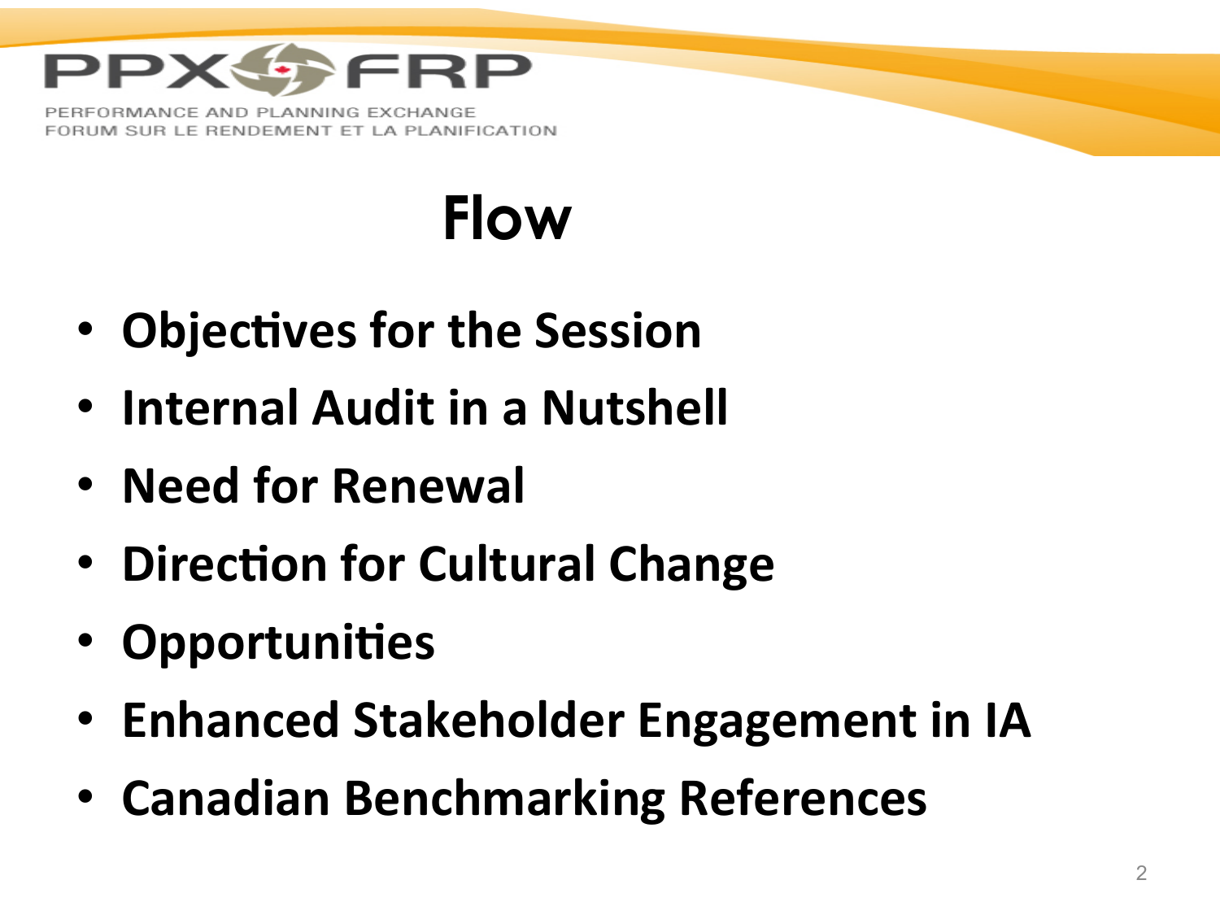# Flow

- **Objectives for the Session**
- **Internal Audit in a Nutshell**
- **Need for Renewal**
- **Direction for Cultural Change**
- **Opportunities**
- **Enhanced Stakeholder Engagement in IA**
- **Canadian Benchmarking References**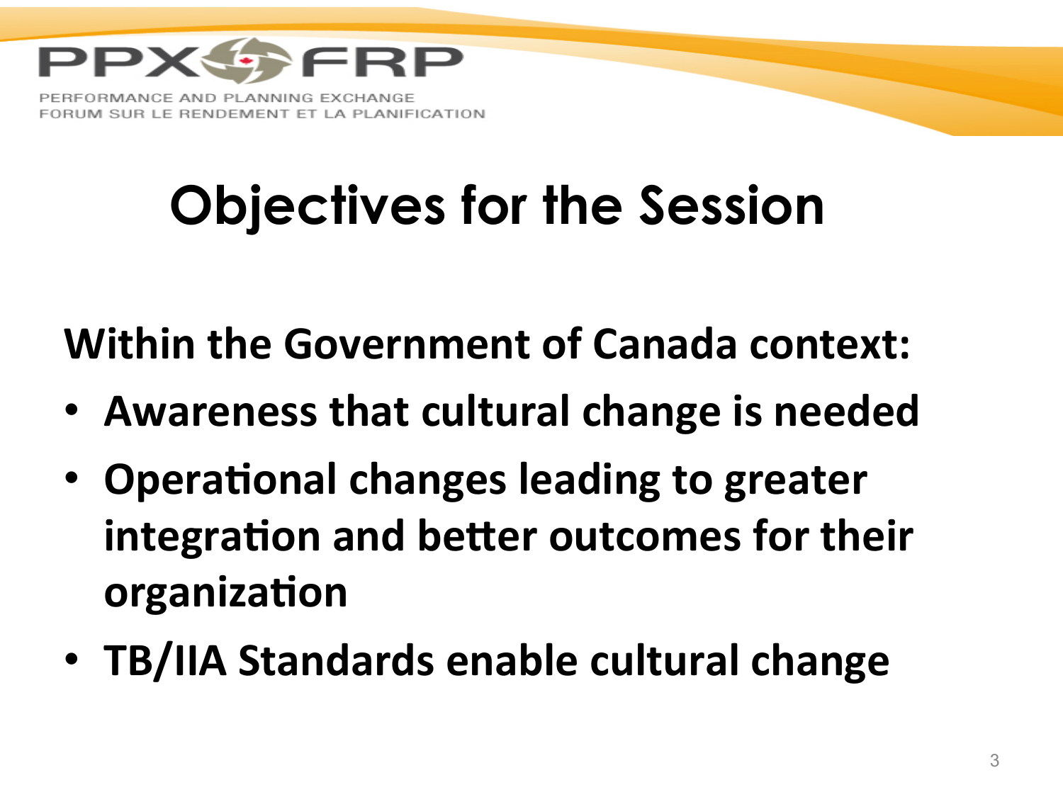# Objectives for the Session

**Within the Government of Canada context:**

- **Awareness that cultural change is needed**
- **Operational changes leading to greater integration and better outcomes for their organization**
- **TB/IIA Standards enable cultural change**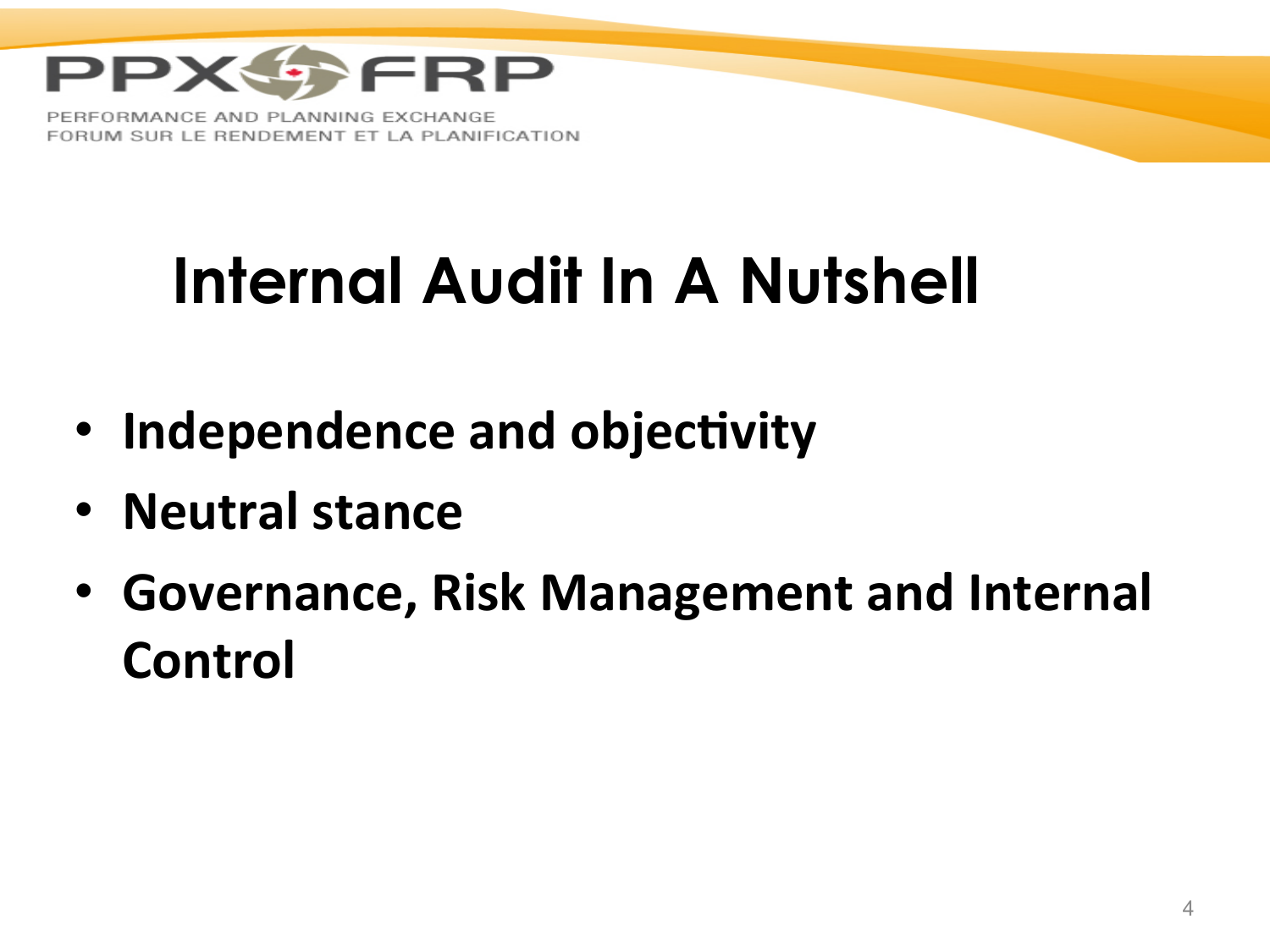# Internal Audit In A Nutshell

- **Independence and objectivity**
- **Neutral stance**
- **Governance, Risk Management and Internal Control**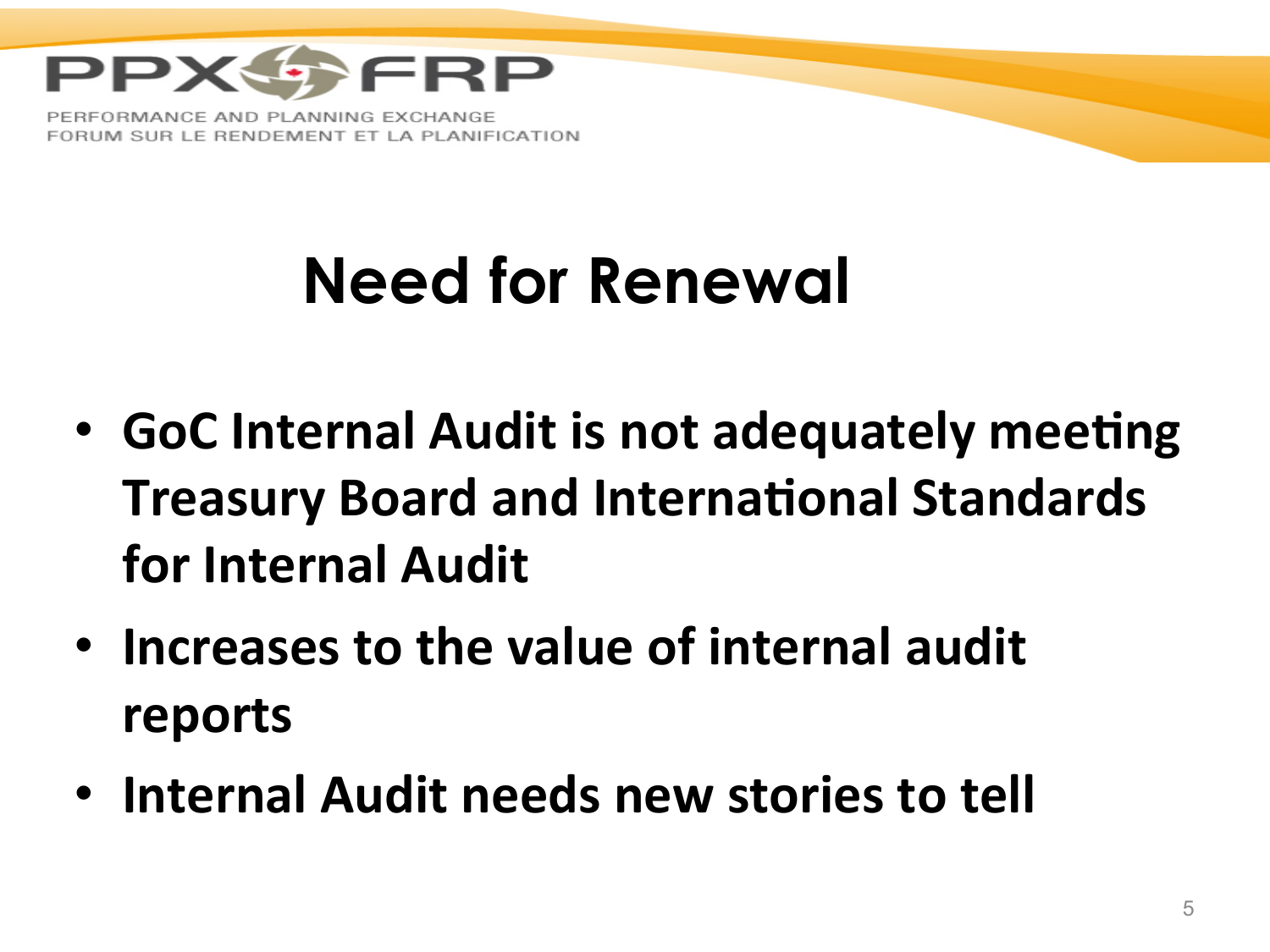# Need for Renewal

- **GoC Internal Audit is not adequately meeting Treasury Board and International Standards for Internal Audit**
- **Increases to the value of internal audit reports**
- **Internal Audit needs new stories to tell**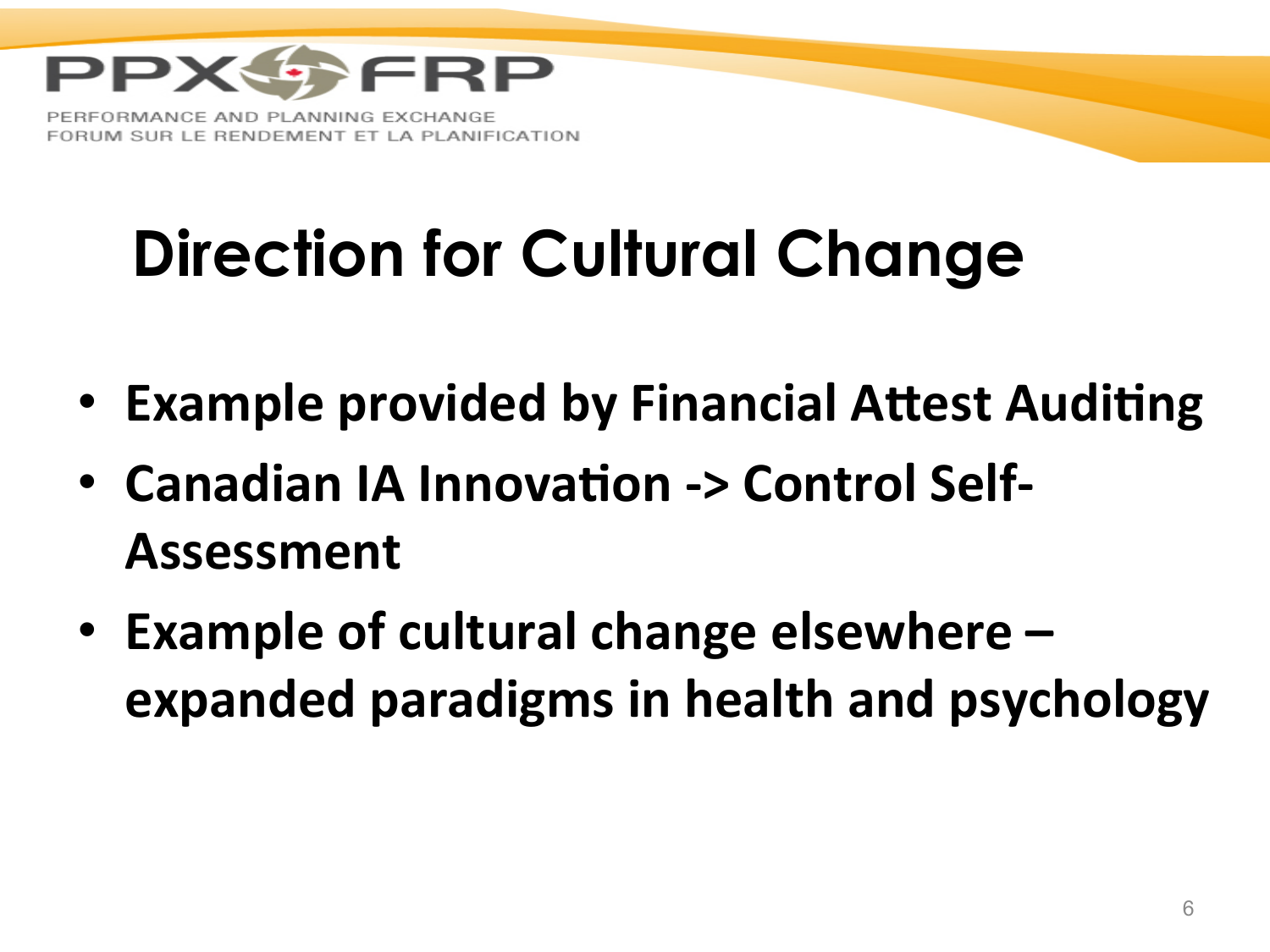# Direction for Cultural Change

- **Example provided by Financial Attest Auditing**
- **Canadian IA Innovation -> Control Self-Assessment**
- **Example of cultural change elsewhere – expanded paradigms in health and psychology**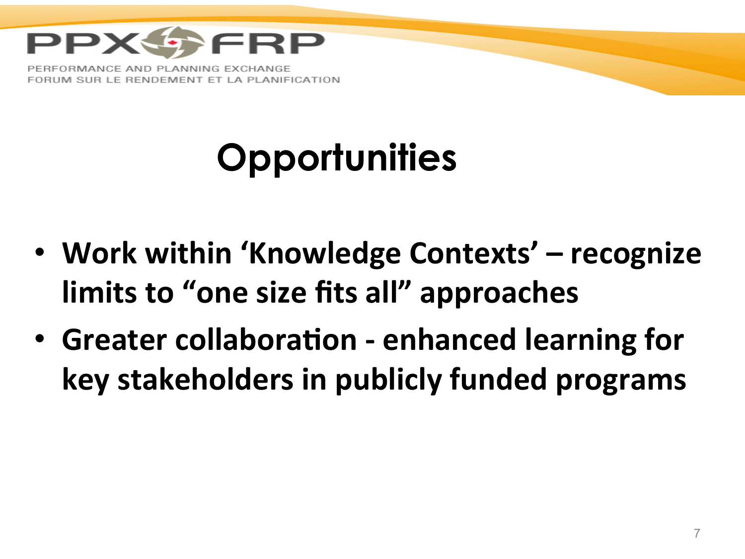# Opportunities

- **Work within 'Knowledge Contexts' – recognize limits to "one size fits all" approaches**
- **Greater collaboration - enhanced learning for key stakeholders in publicly funded programs**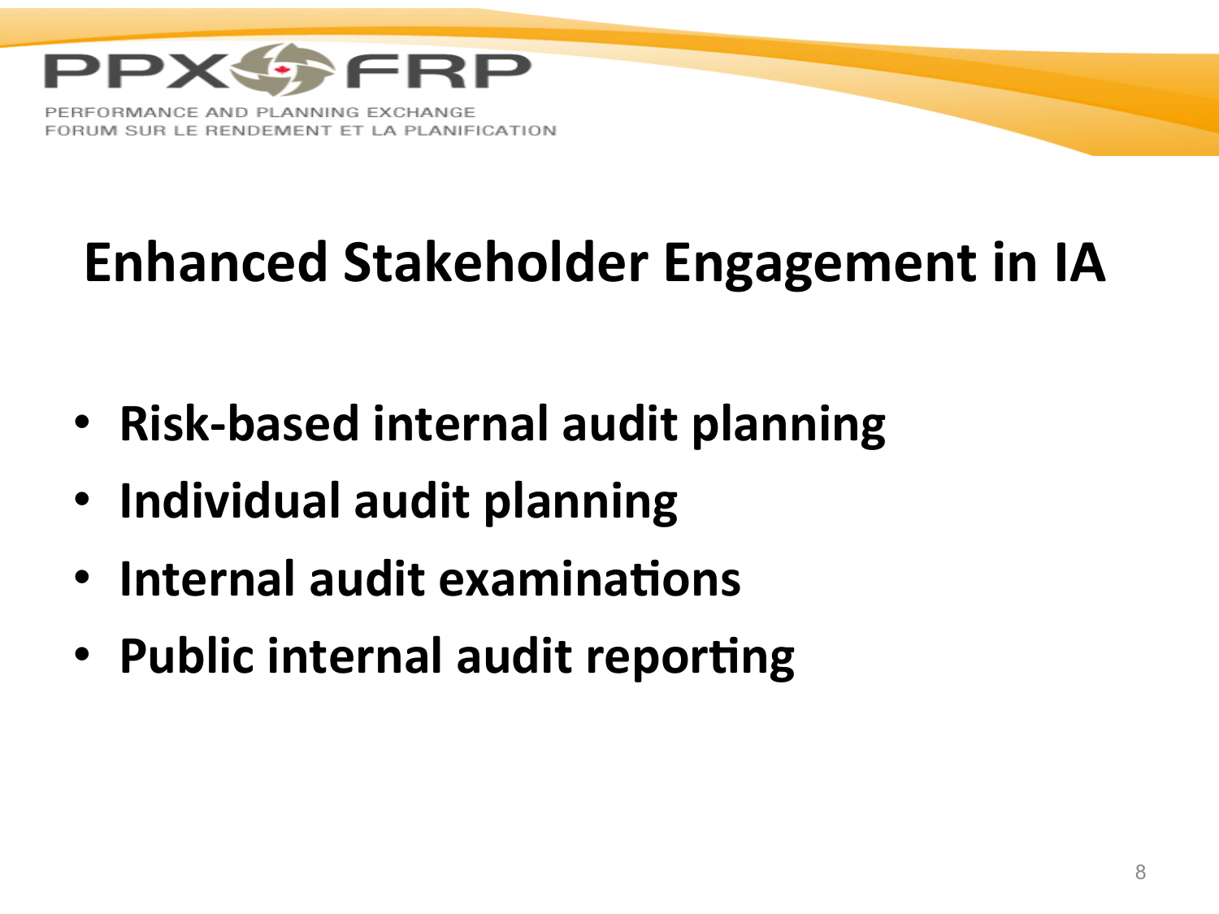# Enhanced Stakeholder Engagement in IA

- **Risk-based internal audit planning**
- **Individual audit planning**
- **Internal audit examinations**
- **Public internal audit reporting**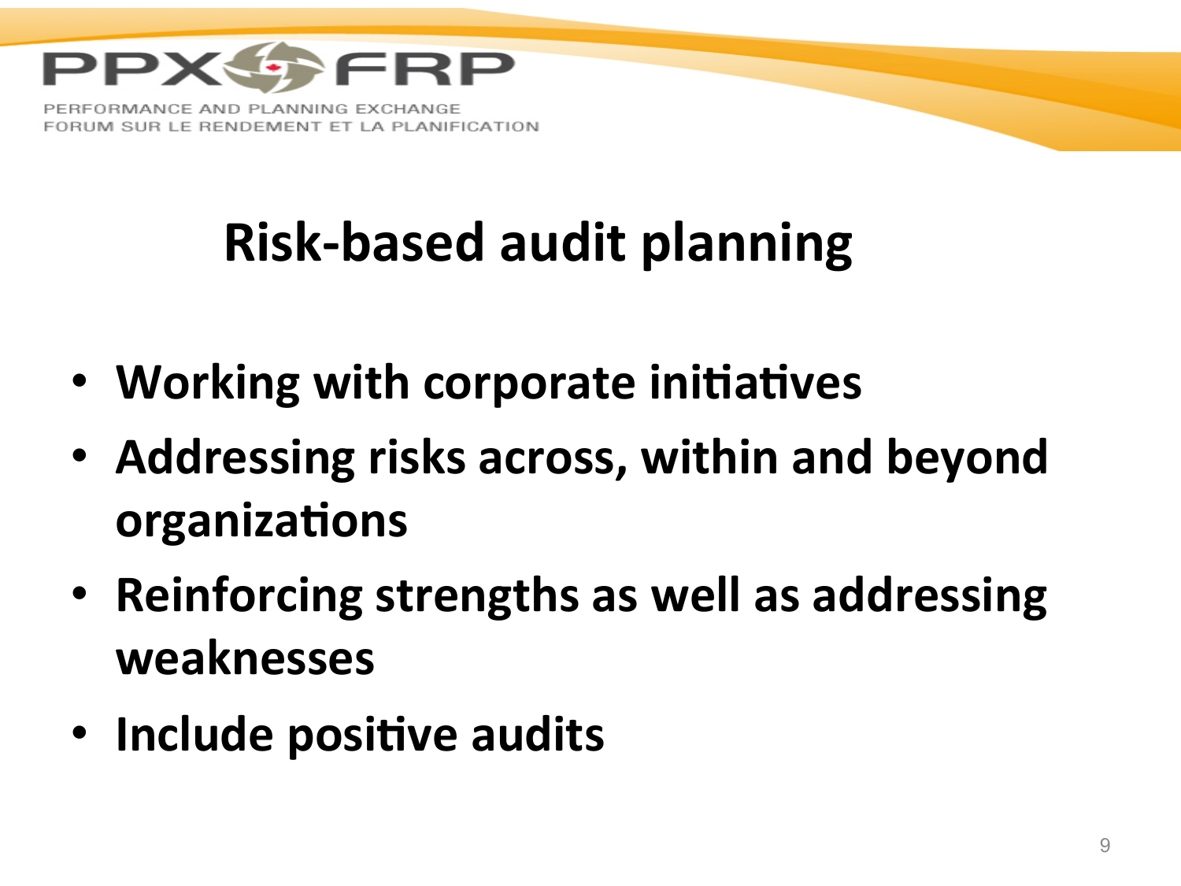# Risk-based audit planning

- **Working with corporate initiatives**
- **Addressing risks across, within and beyond organizations**
- **Reinforcing strengths as well as addressing weaknesses**
- **Include positive audits**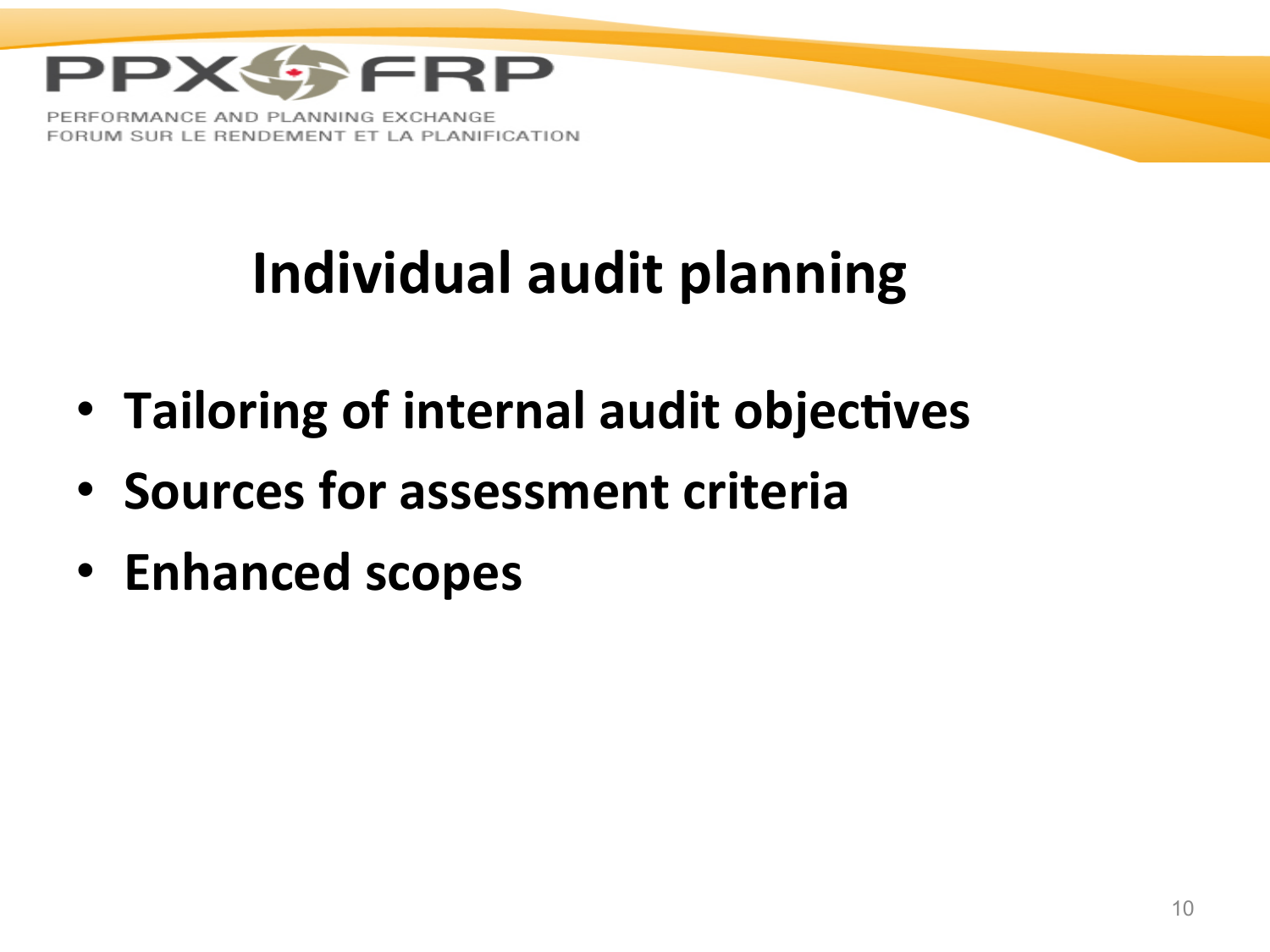# Individual audit planning

- **Tailoring of internal audit objectives**
- **Sources for assessment criteria**
- **Enhanced scopes**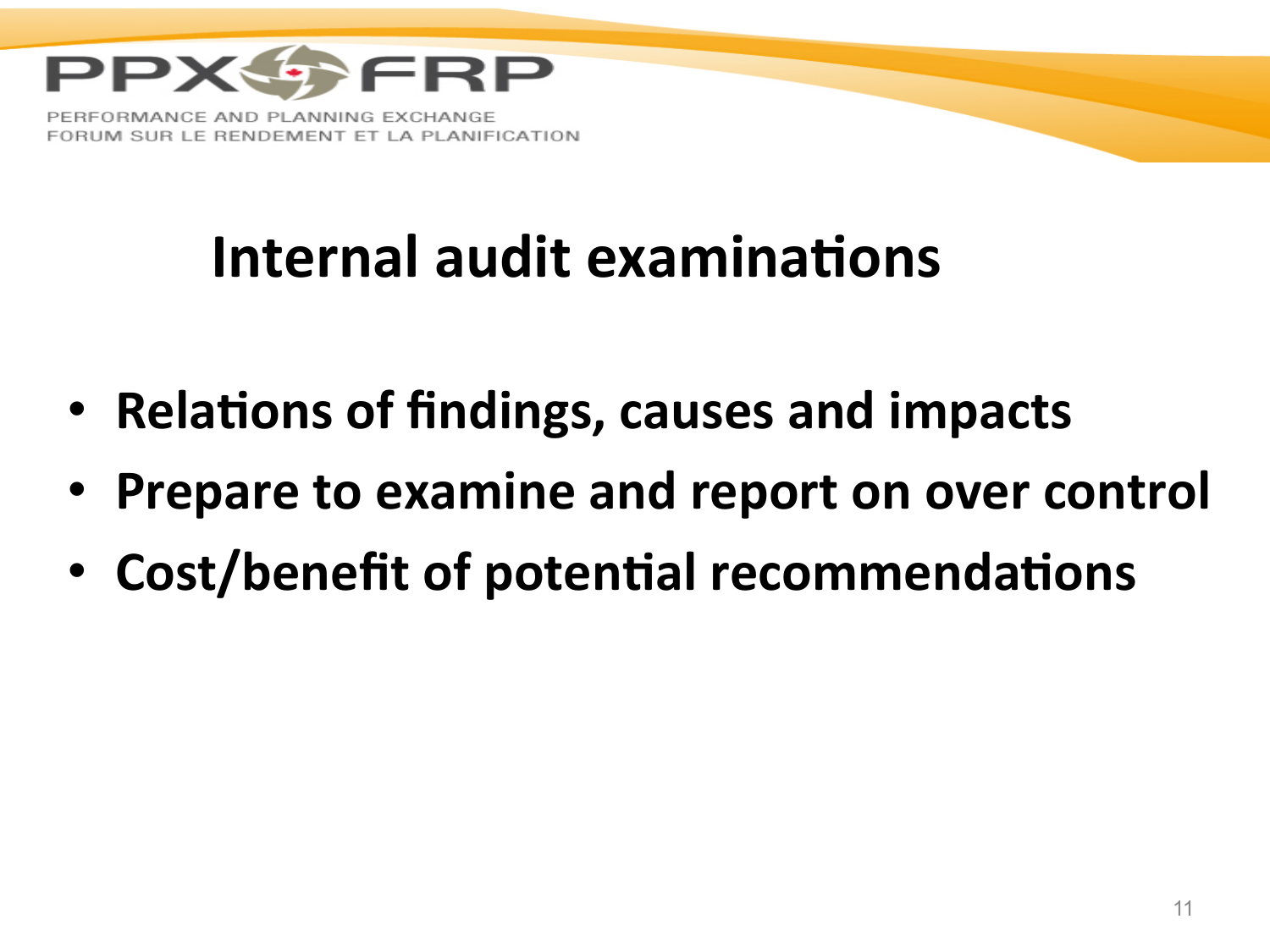# Internal audit examinations

- Relations of findings, causes and impacts
- Prepare to examine and report on over control
- Cost/benefit of potential recommendations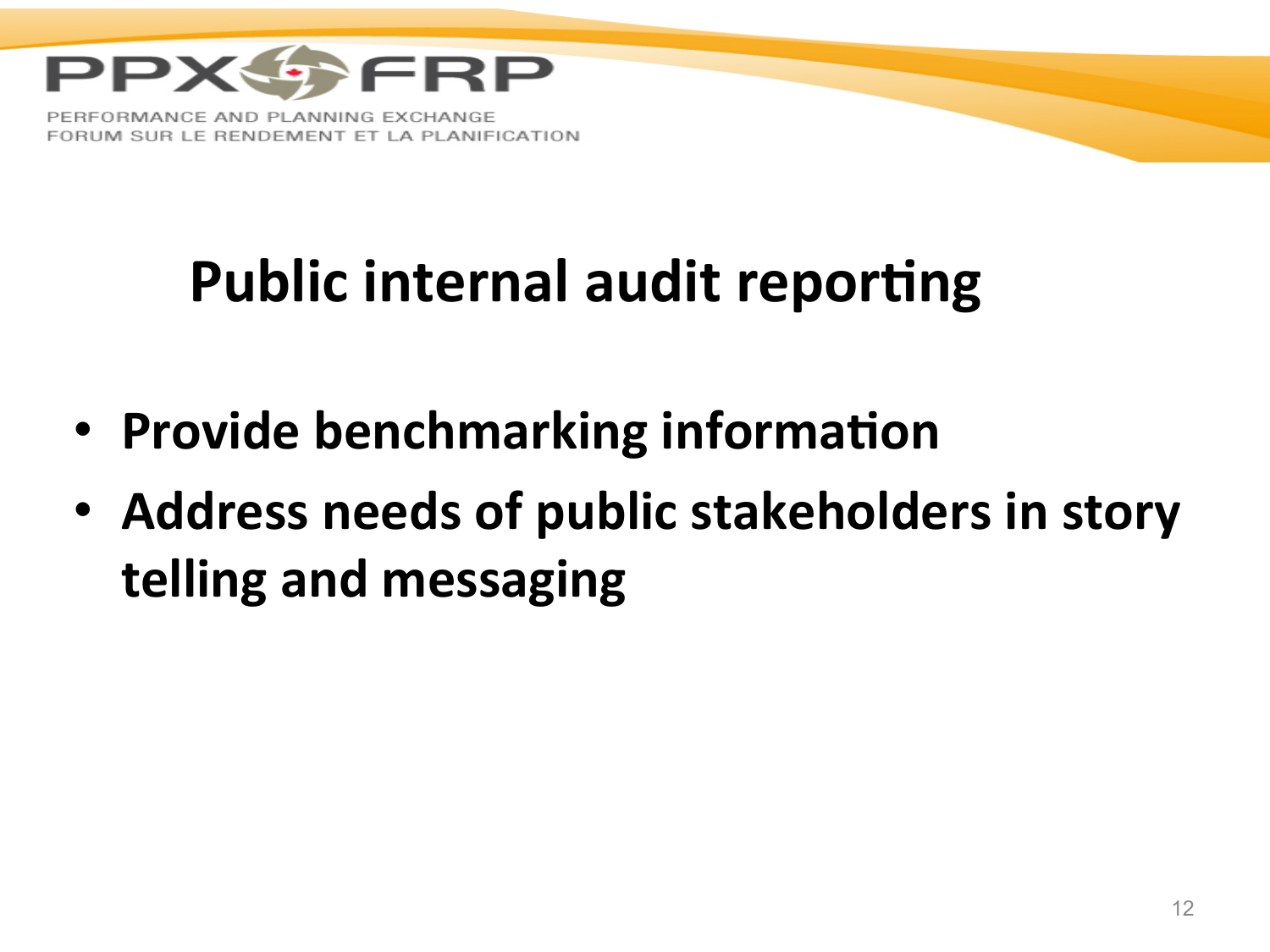# Public internal audit reporting

- **Provide benchmarking information**
- **Address needs of public stakeholders in story telling and messaging**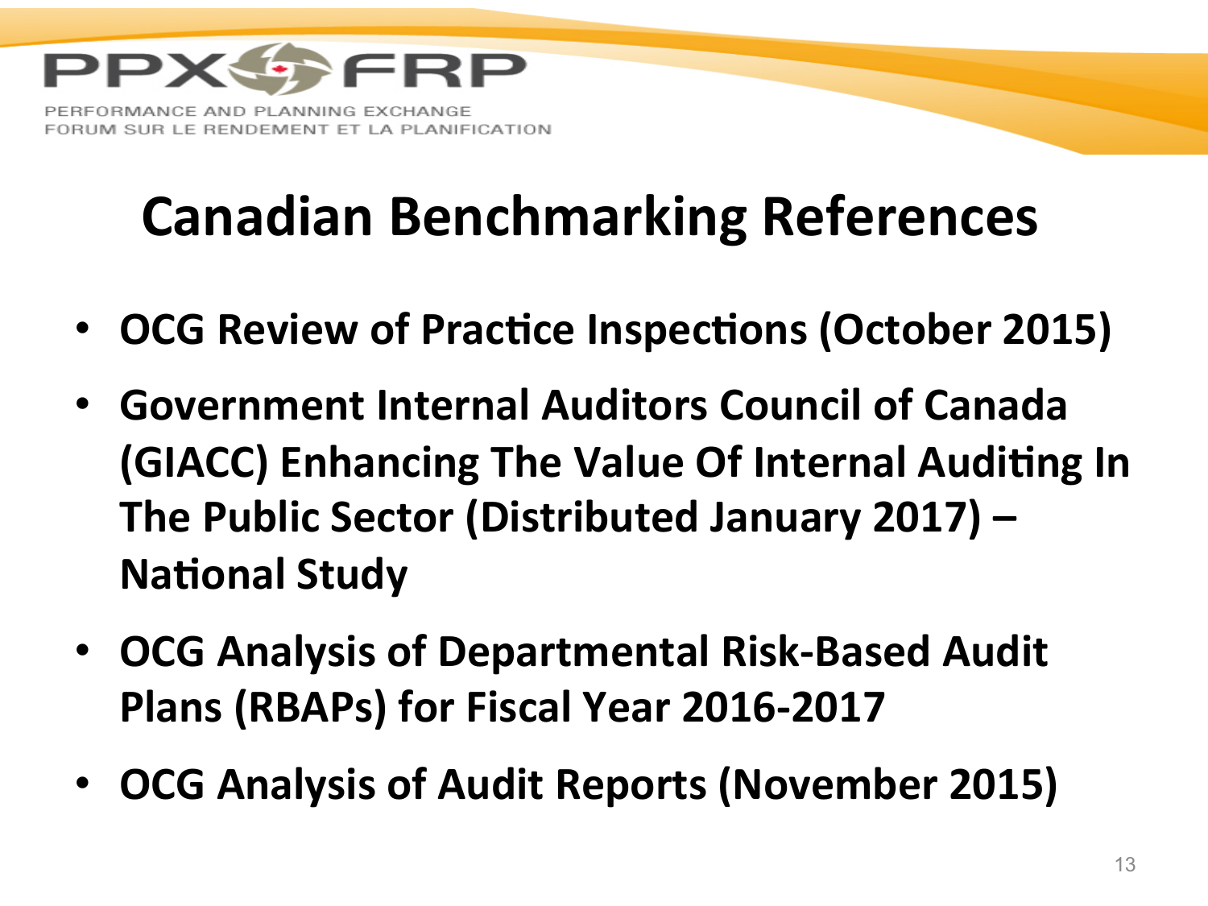PPX FRP

PERFORMANCE AND PLANNING EXCHANGE
FORUM SUR LE RENDEMENT ET LA PLANIFICATION

# Canadian Benchmarking References

- **OCG Review of Practice Inspections (October 2015)**
- **Government Internal Auditors Council of Canada (GIACC) Enhancing The Value Of Internal Auditing In The Public Sector (Distributed January 2017) – National Study**
- **OCG Analysis of Departmental Risk-Based Audit Plans (RBAPs) for Fiscal Year 2016-2017**
- **OCG Analysis of Audit Reports (November 2015)**